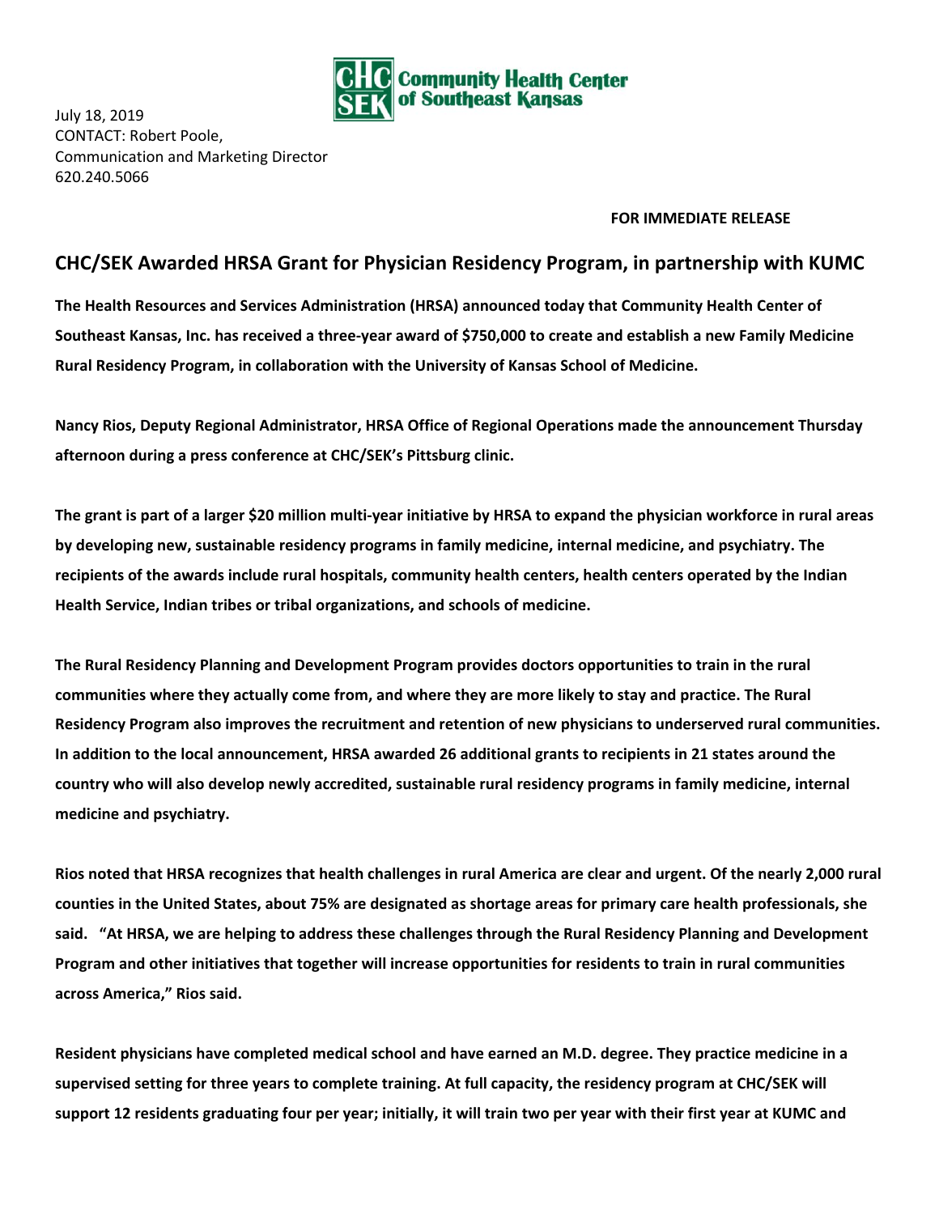Community Health Center of Southeast Kansas

July 18, 2019
CONTACT: Robert Poole,
Communication and Marketing Director
620.240.5066

**FOR IMMEDIATE RELEASE**

## CHC/SEK Awarded HRSA Grant for Physician Residency Program, in partnership with KUMC

**The Health Resources and Services Administration (HRSA) announced today that Community Health Center of Southeast Kansas, Inc. has received a three-year award of $750,000 to create and establish a new Family Medicine Rural Residency Program, in collaboration with the University of Kansas School of Medicine.**

**Nancy Rios, Deputy Regional Administrator, HRSA Office of Regional Operations made the announcement Thursday afternoon during a press conference at CHC/SEK's Pittsburg clinic.**

**The grant is part of a larger $20 million multi-year initiative by HRSA to expand the physician workforce in rural areas by developing new, sustainable residency programs in family medicine, internal medicine, and psychiatry. The recipients of the awards include rural hospitals, community health centers, health centers operated by the Indian Health Service, Indian tribes or tribal organizations, and schools of medicine.**

**The Rural Residency Planning and Development Program provides doctors opportunities to train in the rural communities where they actually come from, and where they are more likely to stay and practice. The Rural Residency Program also improves the recruitment and retention of new physicians to underserved rural communities. In addition to the local announcement, HRSA awarded 26 additional grants to recipients in 21 states around the country who will also develop newly accredited, sustainable rural residency programs in family medicine, internal medicine and psychiatry.**

**Rios noted that HRSA recognizes that health challenges in rural America are clear and urgent. Of the nearly 2,000 rural counties in the United States, about 75% are designated as shortage areas for primary care health professionals, she said. "At HRSA, we are helping to address these challenges through the Rural Residency Planning and Development Program and other initiatives that together will increase opportunities for residents to train in rural communities across America," Rios said.**

**Resident physicians have completed medical school and have earned an M.D. degree. They practice medicine in a supervised setting for three years to complete training. At full capacity, the residency program at CHC/SEK will support 12 residents graduating four per year; initially, it will train two per year with their first year at KUMC and**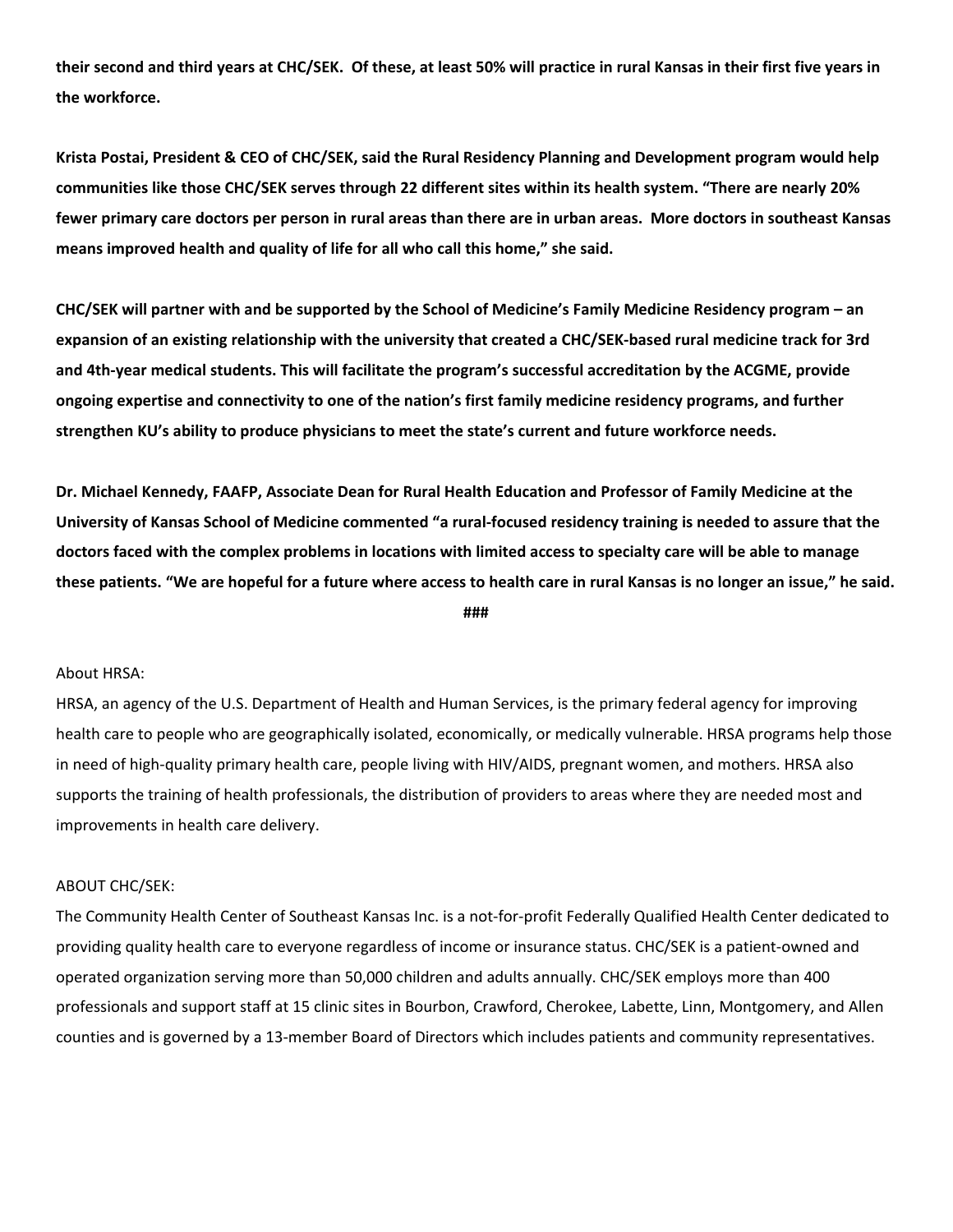**their second and third years at CHC/SEK. Of these, at least 50% will practice in rural Kansas in their first five years in the workforce.**

**Krista Postai, President & CEO of CHC/SEK, said the Rural Residency Planning and Development program would help communities like those CHC/SEK serves through 22 different sites within its health system. "There are nearly 20% fewer primary care doctors per person in rural areas than there are in urban areas. More doctors in southeast Kansas means improved health and quality of life for all who call this home," she said.**

**CHC/SEK will partner with and be supported by the School of Medicine's Family Medicine Residency program – an expansion of an existing relationship with the university that created a CHC/SEK-based rural medicine track for 3rd and 4th-year medical students. This will facilitate the program's successful accreditation by the ACGME, provide ongoing expertise and connectivity to one of the nation's first family medicine residency programs, and further strengthen KU's ability to produce physicians to meet the state's current and future workforce needs.**

**Dr. Michael Kennedy, FAAFP, Associate Dean for Rural Health Education and Professor of Family Medicine at the University of Kansas School of Medicine commented "a rural-focused residency training is needed to assure that the doctors faced with the complex problems in locations with limited access to specialty care will be able to manage these patients. "We are hopeful for a future where access to health care in rural Kansas is no longer an issue," he said.**

**###**

About HRSA:

HRSA, an agency of the U.S. Department of Health and Human Services, is the primary federal agency for improving health care to people who are geographically isolated, economically, or medically vulnerable. HRSA programs help those in need of high-quality primary health care, people living with HIV/AIDS, pregnant women, and mothers. HRSA also supports the training of health professionals, the distribution of providers to areas where they are needed most and improvements in health care delivery.

ABOUT CHC/SEK:

The Community Health Center of Southeast Kansas Inc. is a not-for-profit Federally Qualified Health Center dedicated to providing quality health care to everyone regardless of income or insurance status. CHC/SEK is a patient-owned and operated organization serving more than 50,000 children and adults annually. CHC/SEK employs more than 400 professionals and support staff at 15 clinic sites in Bourbon, Crawford, Cherokee, Labette, Linn, Montgomery, and Allen counties and is governed by a 13-member Board of Directors which includes patients and community representatives.